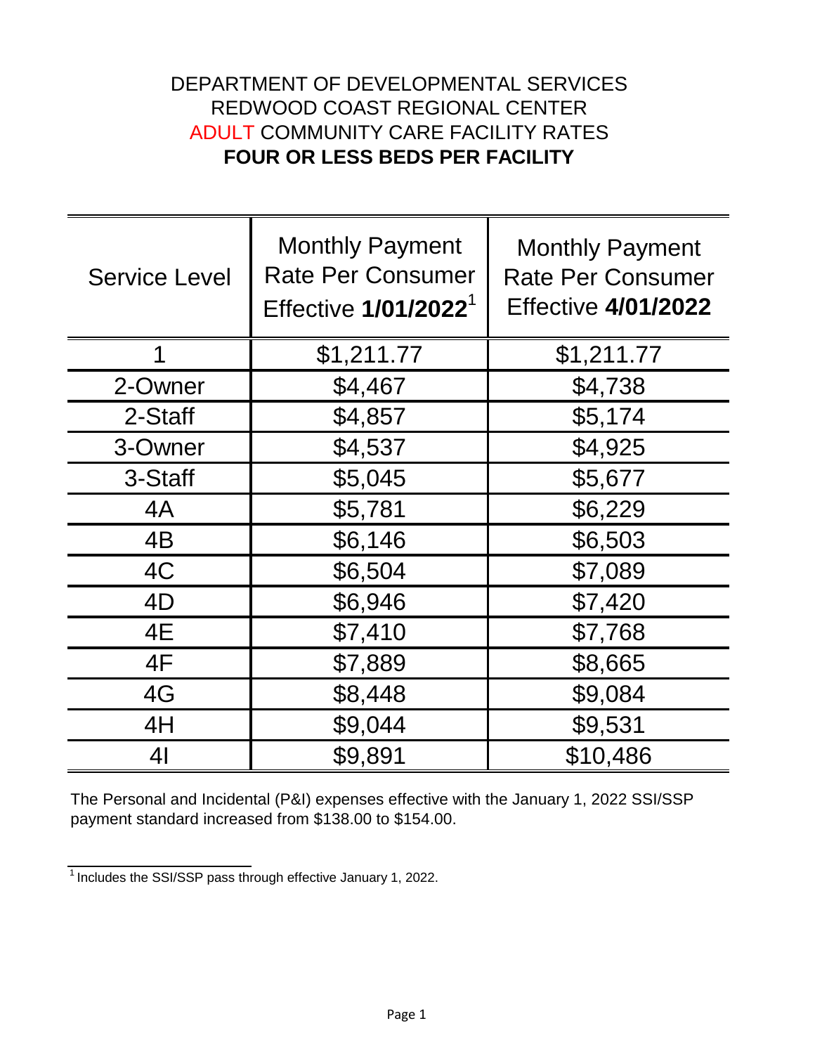# DEPARTMENT OF DEVELOPMENTAL SERVICES
# REDWOOD COAST REGIONAL CENTER
# ADULT COMMUNITY CARE FACILITY RATES
# **FOUR OR LESS BEDS PER FACILITY**

| Service Level | Monthly Payment Rate Per Consumer Effective **1/01/2022**[1] | Monthly Payment Rate Per Consumer Effective **4/01/2022** |
|---|---|---|
| 1 | $1,211.77 | $1,211.77 |
| 2-Owner | $4,467 | $4,738 |
| 2-Staff | $4,857 | $5,174 |
| 3-Owner | $4,537 | $4,925 |
| 3-Staff | $5,045 | $5,677 |
| 4A | $5,781 | $6,229 |
| 4B | $6,146 | $6,503 |
| 4C | $6,504 | $7,089 |
| 4D | $6,946 | $7,420 |
| 4E | $7,410 | $7,768 |
| 4F | $7,889 | $8,665 |
| 4G | $8,448 | $9,084 |
| 4H | $9,044 | $9,531 |
| 4I | $9,891 | $10,486 |

The Personal and Incidental (P&I) expenses effective with the January 1, 2022 SSI/SSP payment standard increased from $138.00 to $154.00.

[1] Includes the SSI/SSP pass through effective January 1, 2022.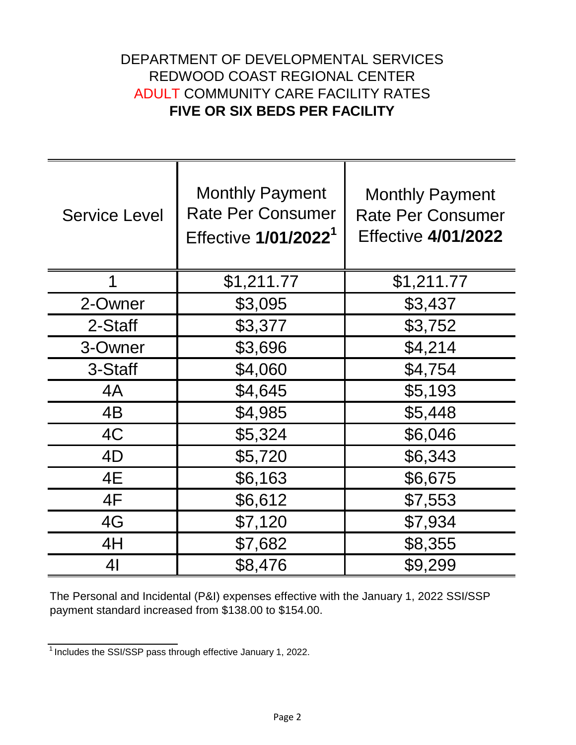# DEPARTMENT OF DEVELOPMENTAL SERVICES
# REDWOOD COAST REGIONAL CENTER
# ADULT COMMUNITY CARE FACILITY RATES
# **FIVE OR SIX BEDS PER FACILITY**

| Service Level | Monthly Payment Rate Per Consumer Effective **1/01/2022**[1] | Monthly Payment Rate Per Consumer Effective **4/01/2022** |
|---|---|---|
| 1 | $1,211.77 | $1,211.77 |
| 2-Owner | $3,095 | $3,437 |
| 2-Staff | $3,377 | $3,752 |
| 3-Owner | $3,696 | $4,214 |
| 3-Staff | $4,060 | $4,754 |
| 4A | $4,645 | $5,193 |
| 4B | $4,985 | $5,448 |
| 4C | $5,324 | $6,046 |
| 4D | $5,720 | $6,343 |
| 4E | $6,163 | $6,675 |
| 4F | $6,612 | $7,553 |
| 4G | $7,120 | $7,934 |
| 4H | $7,682 | $8,355 |
| 4I | $8,476 | $9,299 |

The Personal and Incidental (P&I) expenses effective with the January 1, 2022 SSI/SSP payment standard increased from $138.00 to $154.00.

[1] Includes the SSI/SSP pass through effective January 1, 2022.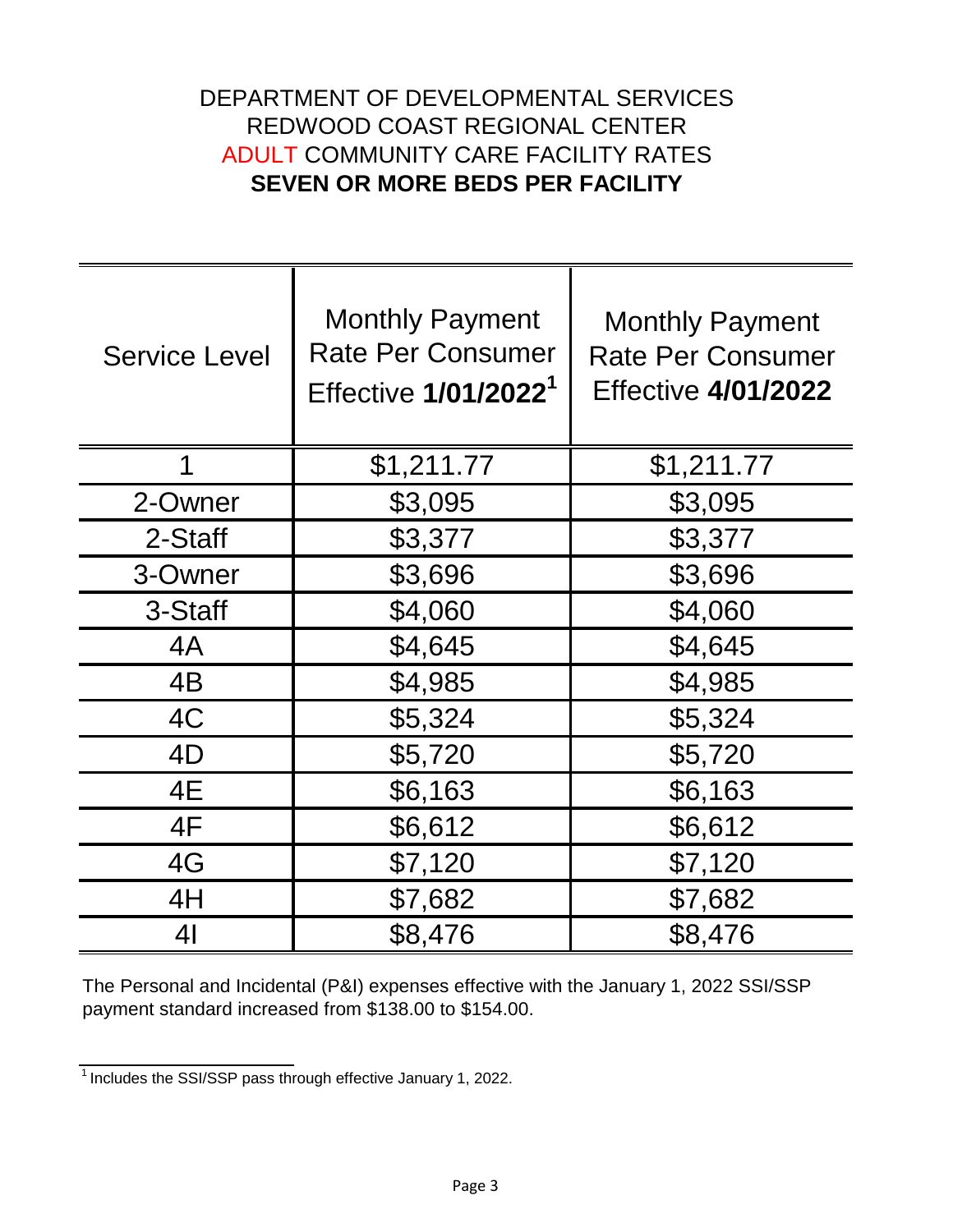DEPARTMENT OF DEVELOPMENTAL SERVICES
REDWOOD COAST REGIONAL CENTER
ADULT COMMUNITY CARE FACILITY RATES
**SEVEN OR MORE BEDS PER FACILITY**

| Service Level | Monthly Payment Rate Per Consumer Effective **1/01/2022**[1] | Monthly Payment Rate Per Consumer Effective **4/01/2022** |
|---|---|---|
| 1 | $1,211.77 | $1,211.77 |
| 2-Owner | $3,095 | $3,095 |
| 2-Staff | $3,377 | $3,377 |
| 3-Owner | $3,696 | $3,696 |
| 3-Staff | $4,060 | $4,060 |
| 4A | $4,645 | $4,645 |
| 4B | $4,985 | $4,985 |
| 4C | $5,324 | $5,324 |
| 4D | $5,720 | $5,720 |
| 4E | $6,163 | $6,163 |
| 4F | $6,612 | $6,612 |
| 4G | $7,120 | $7,120 |
| 4H | $7,682 | $7,682 |
| 4I | $8,476 | $8,476 |

The Personal and Incidental (P&I) expenses effective with the January 1, 2022 SSI/SSP payment standard increased from $138.00 to $154.00.

[1] Includes the SSI/SSP pass through effective January 1, 2022.